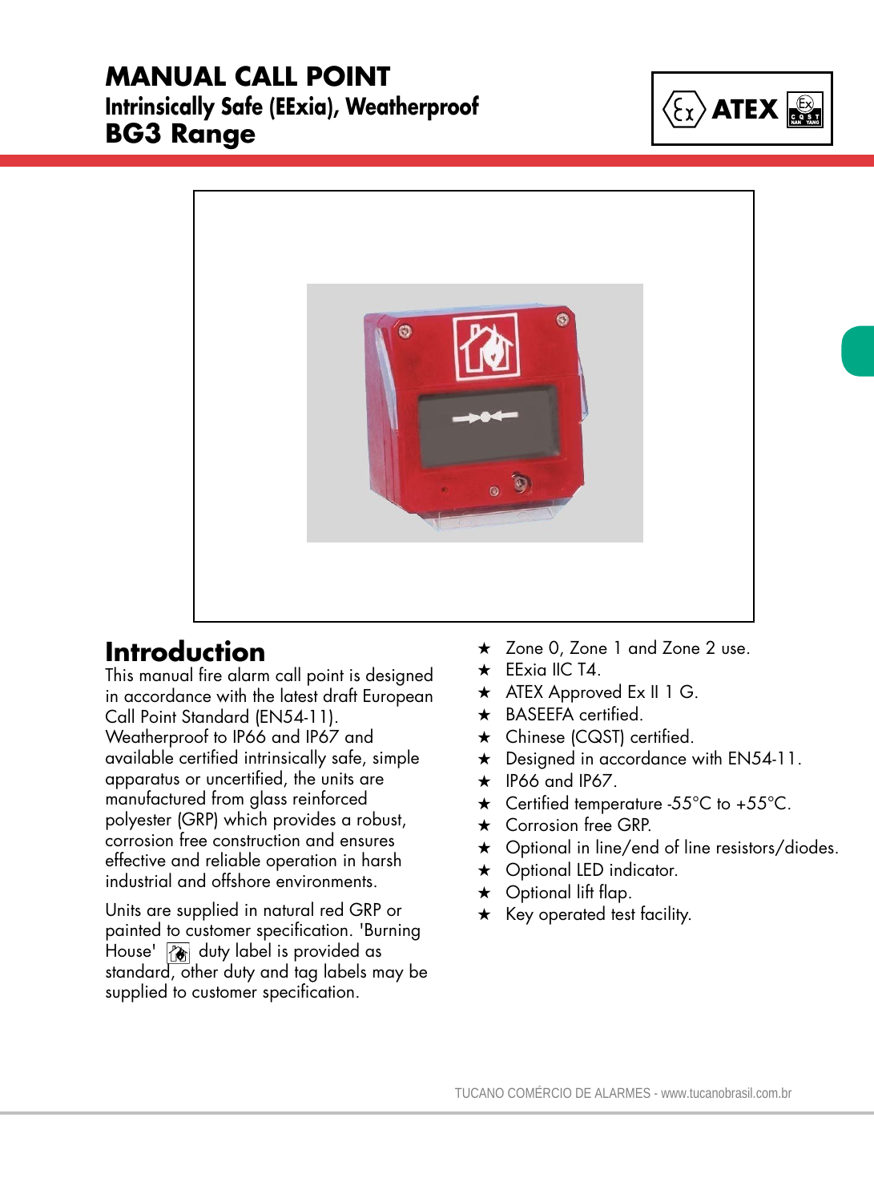# MANUAL CALL POINT

## Intrinsically Safe (EExia), Weatherproof

## BG3 Range

ATEX

## Introduction

This manual fire alarm call point is designed in accordance with the latest draft European Call Point Standard (EN54-11). Weatherproof to IP66 and IP67 and available certified intrinsically safe, simple apparatus or uncertified, the units are manufactured from glass reinforced polyester (GRP) which provides a robust, corrosion free construction and ensures effective and reliable operation in harsh industrial and offshore environments.

Units are supplied in natural red GRP or painted to customer specification. 'Burning House' duty label is provided as standard, other duty and tag labels may be supplied to customer specification.

★ Zone 0, Zone 1 and Zone 2 use.
★ EExia IIC T4.
★ ATEX Approved Ex II 1 G.
★ BASEEFA certified.
★ Chinese (CQST) certified.
★ Designed in accordance with EN54-11.
★ IP66 and IP67.
★ Certified temperature -55°C to +55°C.
★ Corrosion free GRP.
★ Optional in line/end of line resistors/diodes.
★ Optional LED indicator.
★ Optional lift flap.
★ Key operated test facility.

TUCANO COMÉRCIO DE ALARMES - www.tucanobrasil.com.br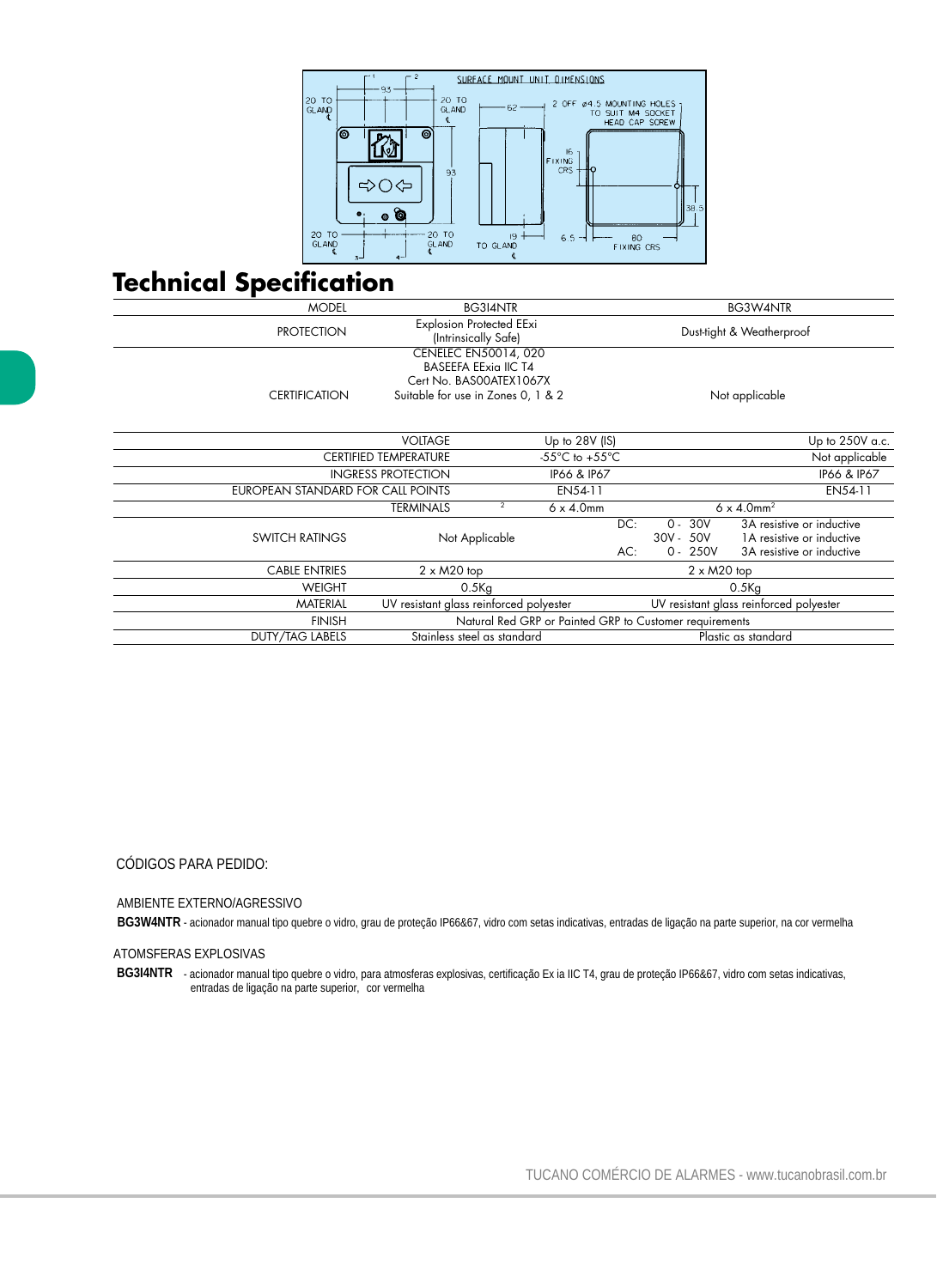SURFACE MOUNT UNIT DIMENSIONS

93
20 TO GLAND
20 TO GLAND
62
2 OFF ø4.5 MOUNTING HOLES TO SUIT M4 SOCKET HEAD CAP SCREW
93
16 FIXING CRS
38.5
20 TO GLAND
20 TO GLAND
19 TO GLAND
6.5
80 FIXING CRS

# Technical Specification

| MODEL | BG3I4NTR | BG3W4NTR |
|---|---|---|
| PROTECTION | Explosion Protected EExi (Intrinsically Safe) | Dust-tight & Weatherproof |
| CERTIFICATION | CENELEC EN50014, 020<br>BASEEFA EExia IIC T4<br>Cert No. BAS00ATEX1067X<br>Suitable for use in Zones 0, 1 & 2 | Not applicable |
| VOLTAGE | Up to 28V (IS) | Up to 250V a.c. |
| CERTIFIED TEMPERATURE | -55°C to +55°C | Not applicable |
| INGRESS PROTECTION | IP66 & IP67 | IP66 & IP67 |
| EUROPEAN STANDARD FOR CALL POINTS | EN54-11 | EN54-11 |
| TERMINALS | $6 \times 4.0mm^2$ | $6 \times 4.0mm^2$ |
| SWITCH RATINGS | Not Applicable | DC: 0 - 30V 3A resistive or inductive<br>30V - 50V 1A resistive or inductive<br>AC: 0 - 250V 3A resistive or inductive |
| CABLE ENTRIES | 2 x M20 top | 2 x M20 top |
| WEIGHT | 0.5Kg | 0.5Kg |
| MATERIAL | UV resistant glass reinforced polyester | UV resistant glass reinforced polyester |
| FINISH | Natural Red GRP or Painted GRP to Customer requirements | Natural Red GRP or Painted GRP to Customer requirements |
| DUTY/TAG LABELS | Stainless steel as standard | Plastic as standard |

CÓDIGOS PARA PEDIDO:

AMBIENTE EXTERNO/AGRESSIVO

**BG3W4NTR** - acionador manual tipo quebre o vidro, grau de proteção IP66&67, vidro com setas indicativas, entradas de ligação na parte superior, na cor vermelha

ATOMSFERAS EXPLOSIVAS

**BG3I4NTR** - acionador manual tipo quebre o vidro, para atmosferas explosivas, certificação Ex ia IIC T4, grau de proteção IP66&67, vidro com setas indicativas, entradas de ligação na parte superior, cor vermelha